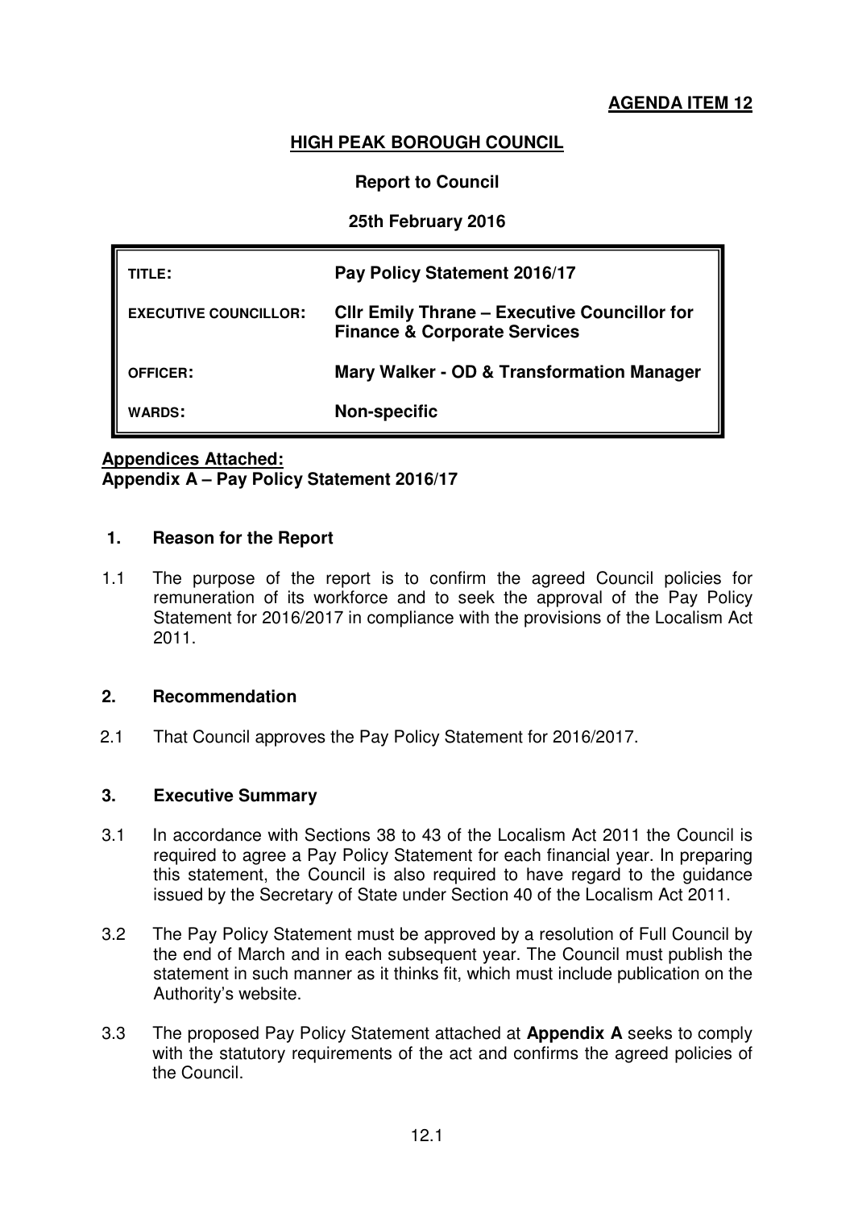**AGENDA ITEM 12**

**HIGH PEAK BOROUGH COUNCIL**

**Report to Council**

**25th February 2016**

| | |
|---|---|
| TITLE: | **Pay Policy Statement 2016/17** |
| EXECUTIVE COUNCILLOR: | **Cllr Emily Thrane – Executive Councillor for Finance & Corporate Services** |
| OFFICER: | **Mary Walker - OD & Transformation Manager** |
| WARDS: | **Non-specific** |

**Appendices Attached:**
**Appendix A – Pay Policy Statement 2016/17**

## 1. Reason for the Report

1.1 The purpose of the report is to confirm the agreed Council policies for remuneration of its workforce and to seek the approval of the Pay Policy Statement for 2016/2017 in compliance with the provisions of the Localism Act 2011.

## 2. Recommendation

2.1 That Council approves the Pay Policy Statement for 2016/2017.

## 3. Executive Summary

3.1 In accordance with Sections 38 to 43 of the Localism Act 2011 the Council is required to agree a Pay Policy Statement for each financial year. In preparing this statement, the Council is also required to have regard to the guidance issued by the Secretary of State under Section 40 of the Localism Act 2011.

3.2 The Pay Policy Statement must be approved by a resolution of Full Council by the end of March and in each subsequent year. The Council must publish the statement in such manner as it thinks fit, which must include publication on the Authority's website.

3.3 The proposed Pay Policy Statement attached at **Appendix A** seeks to comply with the statutory requirements of the act and confirms the agreed policies of the Council.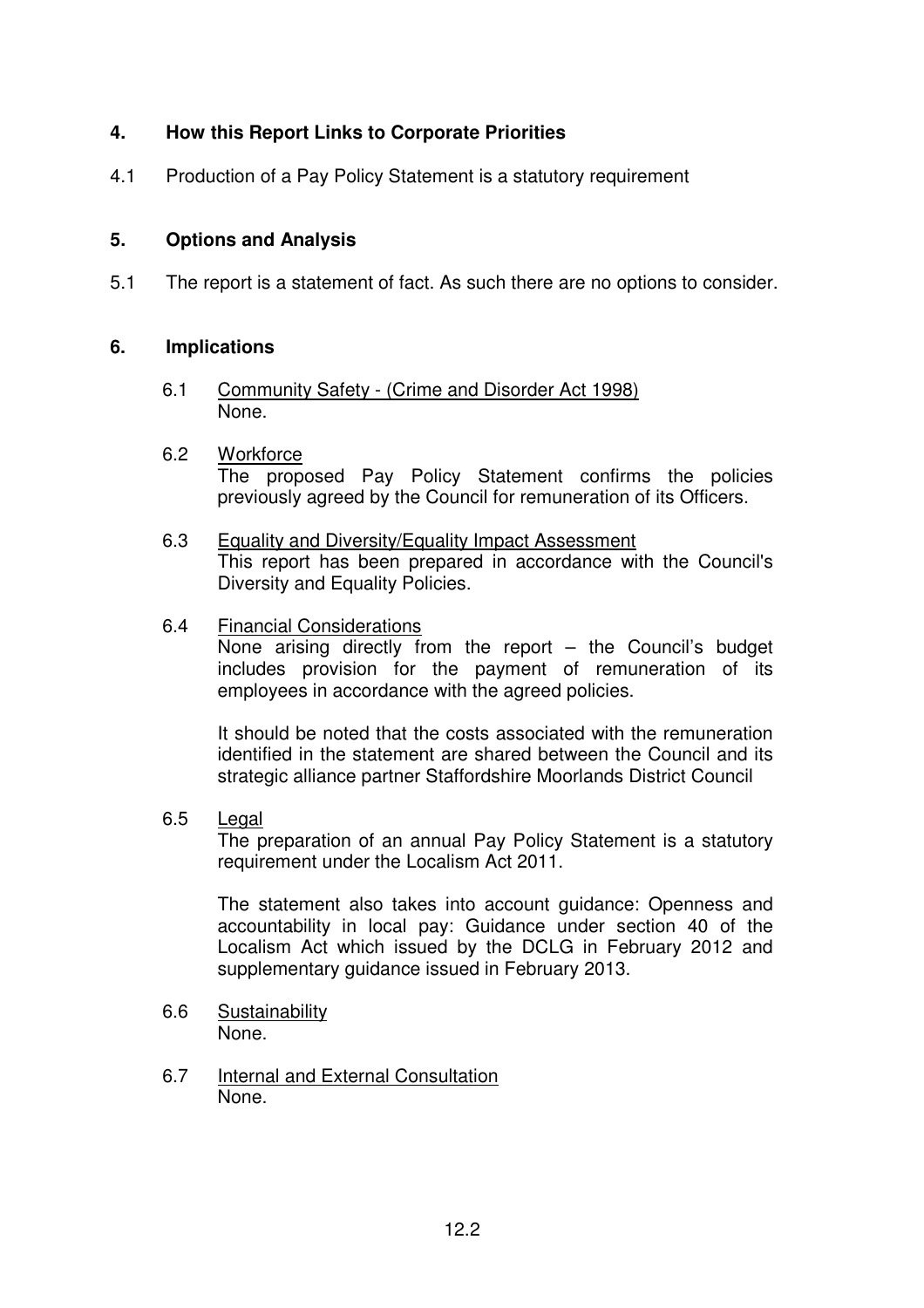## 4. How this Report Links to Corporate Priorities

4.1 Production of a Pay Policy Statement is a statutory requirement

## 5. Options and Analysis

5.1 The report is a statement of fact. As such there are no options to consider.

## 6. Implications

6.1 Community Safety - (Crime and Disorder Act 1998)
None.

6.2 Workforce
The proposed Pay Policy Statement confirms the policies previously agreed by the Council for remuneration of its Officers.

6.3 Equality and Diversity/Equality Impact Assessment
This report has been prepared in accordance with the Council's Diversity and Equality Policies.

6.4 Financial Considerations
None arising directly from the report – the Council's budget includes provision for the payment of remuneration of its employees in accordance with the agreed policies.

It should be noted that the costs associated with the remuneration identified in the statement are shared between the Council and its strategic alliance partner Staffordshire Moorlands District Council

6.5 Legal
The preparation of an annual Pay Policy Statement is a statutory requirement under the Localism Act 2011.

The statement also takes into account guidance: Openness and accountability in local pay: Guidance under section 40 of the Localism Act which issued by the DCLG in February 2012 and supplementary guidance issued in February 2013.

6.6 Sustainability
None.

6.7 Internal and External Consultation
None.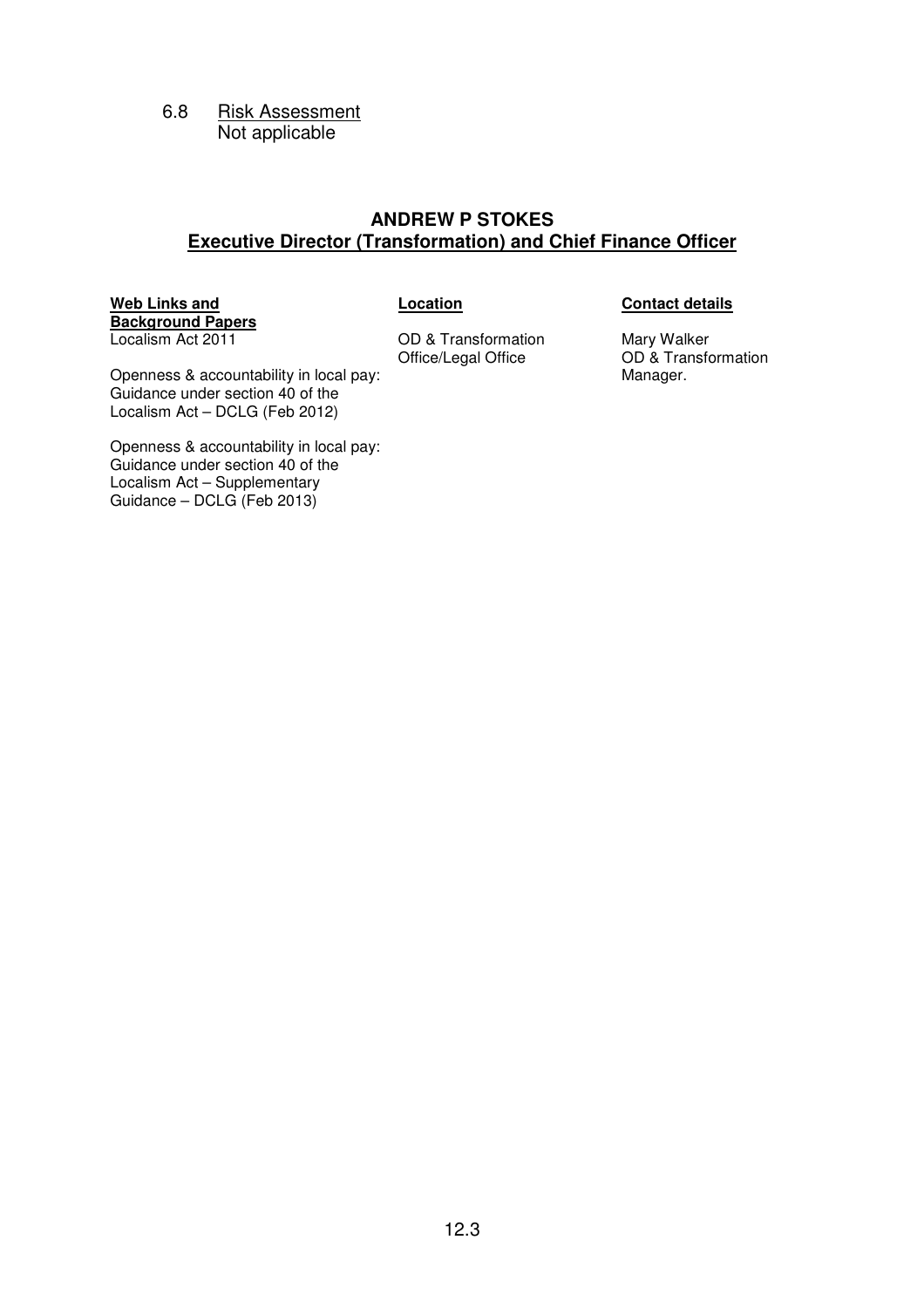6.8 Risk Assessment
Not applicable

**ANDREW P STOKES**
**Executive Director (Transformation) and Chief Finance Officer**

| **Web Links and Background Papers** | **Location** | **Contact details** |
|---|---|---|
| Localism Act 2011<br><br>Openness & accountability in local pay: Guidance under section 40 of the Localism Act – DCLG (Feb 2012)<br><br>Openness & accountability in local pay: Guidance under section 40 of the Localism Act – Supplementary Guidance – DCLG (Feb 2013) | OD & Transformation Office/Legal Office | Mary Walker<br>OD & Transformation Manager. |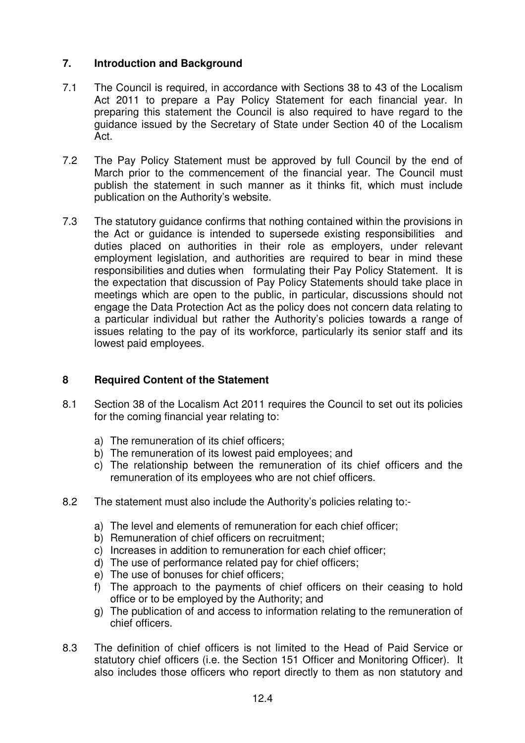## 7. Introduction and Background

7.1 The Council is required, in accordance with Sections 38 to 43 of the Localism Act 2011 to prepare a Pay Policy Statement for each financial year. In preparing this statement the Council is also required to have regard to the guidance issued by the Secretary of State under Section 40 of the Localism Act.

7.2 The Pay Policy Statement must be approved by full Council by the end of March prior to the commencement of the financial year. The Council must publish the statement in such manner as it thinks fit, which must include publication on the Authority's website.

7.3 The statutory guidance confirms that nothing contained within the provisions in the Act or guidance is intended to supersede existing responsibilities and duties placed on authorities in their role as employers, under relevant employment legislation, and authorities are required to bear in mind these responsibilities and duties when formulating their Pay Policy Statement. It is the expectation that discussion of Pay Policy Statements should take place in meetings which are open to the public, in particular, discussions should not engage the Data Protection Act as the policy does not concern data relating to a particular individual but rather the Authority's policies towards a range of issues relating to the pay of its workforce, particularly its senior staff and its lowest paid employees.

## 8 Required Content of the Statement

8.1 Section 38 of the Localism Act 2011 requires the Council to set out its policies for the coming financial year relating to:

a) The remuneration of its chief officers;
b) The remuneration of its lowest paid employees; and
c) The relationship between the remuneration of its chief officers and the remuneration of its employees who are not chief officers.

8.2 The statement must also include the Authority's policies relating to:-

a) The level and elements of remuneration for each chief officer;
b) Remuneration of chief officers on recruitment;
c) Increases in addition to remuneration for each chief officer;
d) The use of performance related pay for chief officers;
e) The use of bonuses for chief officers;
f) The approach to the payments of chief officers on their ceasing to hold office or to be employed by the Authority; and
g) The publication of and access to information relating to the remuneration of chief officers.

8.3 The definition of chief officers is not limited to the Head of Paid Service or statutory chief officers (i.e. the Section 151 Officer and Monitoring Officer). It also includes those officers who report directly to them as non statutory and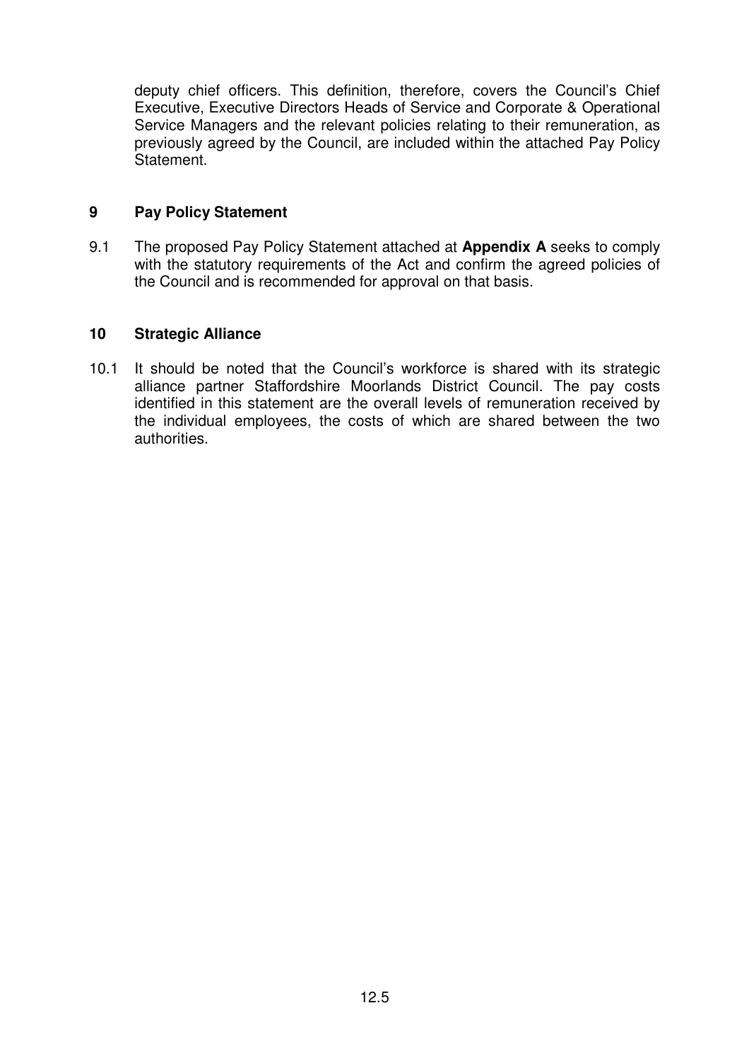deputy chief officers. This definition, therefore, covers the Council's Chief Executive, Executive Directors Heads of Service and Corporate & Operational Service Managers and the relevant policies relating to their remuneration, as previously agreed by the Council, are included within the attached Pay Policy Statement.

## 9 Pay Policy Statement

9.1 The proposed Pay Policy Statement attached at **Appendix A** seeks to comply with the statutory requirements of the Act and confirm the agreed policies of the Council and is recommended for approval on that basis.

## 10 Strategic Alliance

10.1 It should be noted that the Council's workforce is shared with its strategic alliance partner Staffordshire Moorlands District Council. The pay costs identified in this statement are the overall levels of remuneration received by the individual employees, the costs of which are shared between the two authorities.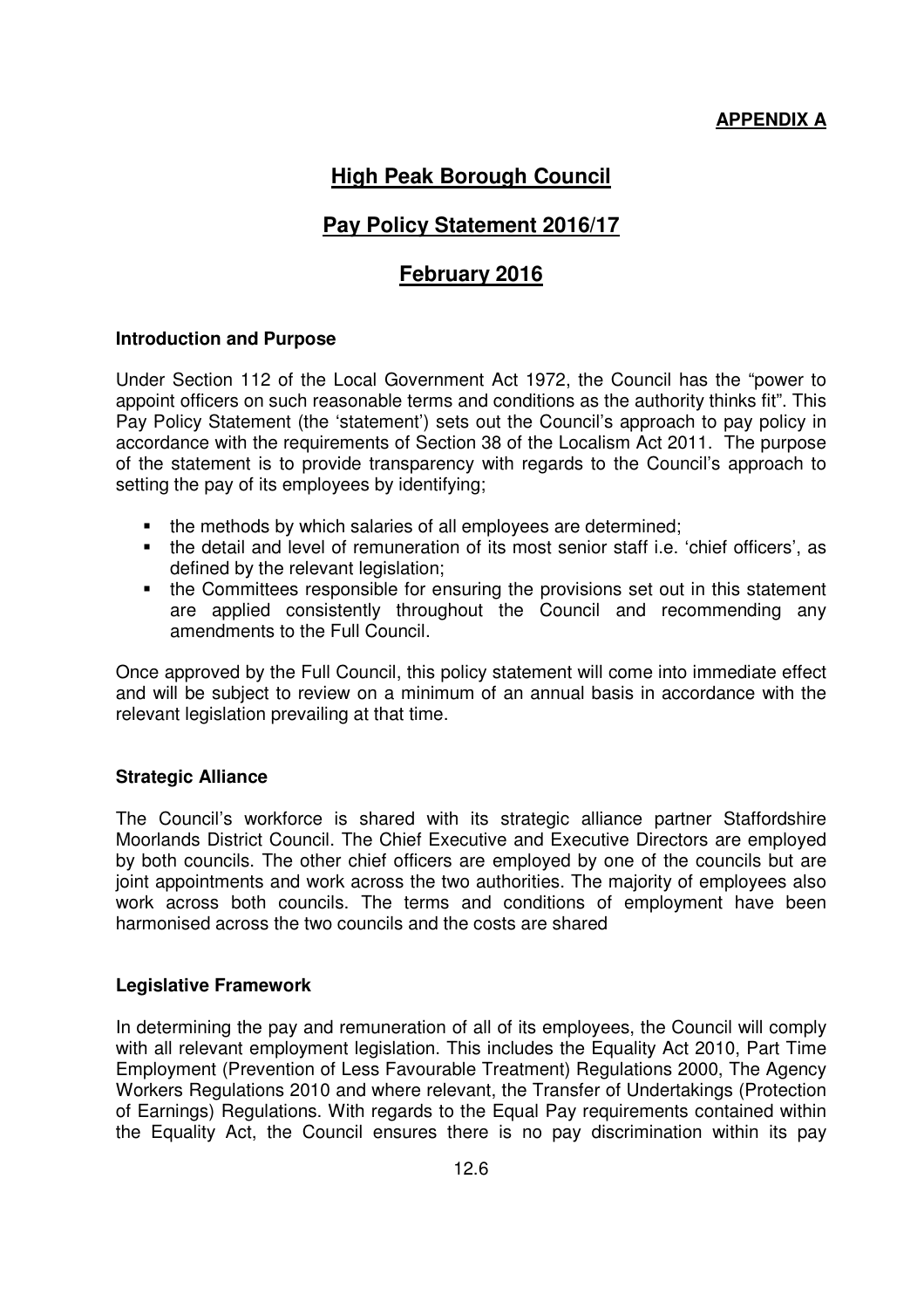**APPENDIX A**

# High Peak Borough Council

## Pay Policy Statement 2016/17

## February 2016

### Introduction and Purpose

Under Section 112 of the Local Government Act 1972, the Council has the "power to appoint officers on such reasonable terms and conditions as the authority thinks fit". This Pay Policy Statement (the 'statement') sets out the Council's approach to pay policy in accordance with the requirements of Section 38 of the Localism Act 2011. The purpose of the statement is to provide transparency with regards to the Council's approach to setting the pay of its employees by identifying;

- the methods by which salaries of all employees are determined;
- the detail and level of remuneration of its most senior staff i.e. 'chief officers', as defined by the relevant legislation;
- the Committees responsible for ensuring the provisions set out in this statement are applied consistently throughout the Council and recommending any amendments to the Full Council.

Once approved by the Full Council, this policy statement will come into immediate effect and will be subject to review on a minimum of an annual basis in accordance with the relevant legislation prevailing at that time.

### Strategic Alliance

The Council's workforce is shared with its strategic alliance partner Staffordshire Moorlands District Council. The Chief Executive and Executive Directors are employed by both councils. The other chief officers are employed by one of the councils but are joint appointments and work across the two authorities. The majority of employees also work across both councils. The terms and conditions of employment have been harmonised across the two councils and the costs are shared

### Legislative Framework

In determining the pay and remuneration of all of its employees, the Council will comply with all relevant employment legislation. This includes the Equality Act 2010, Part Time Employment (Prevention of Less Favourable Treatment) Regulations 2000, The Agency Workers Regulations 2010 and where relevant, the Transfer of Undertakings (Protection of Earnings) Regulations. With regards to the Equal Pay requirements contained within the Equality Act, the Council ensures there is no pay discrimination within its pay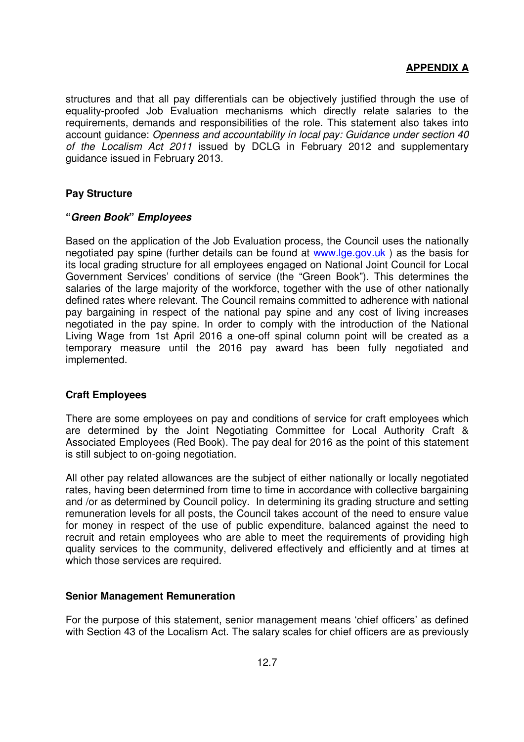**APPENDIX A**

structures and that all pay differentials can be objectively justified through the use of equality-proofed Job Evaluation mechanisms which directly relate salaries to the requirements, demands and responsibilities of the role. This statement also takes into account guidance: *Openness and accountability in local pay: Guidance under section 40 of the Localism Act 2011* issued by DCLG in February 2012 and supplementary guidance issued in February 2013.

**Pay Structure**

**"*Green Book*" *Employees***

Based on the application of the Job Evaluation process, the Council uses the nationally negotiated pay spine (further details can be found at [www.lge.gov.uk](www.lge.gov.uk) ) as the basis for its local grading structure for all employees engaged on National Joint Council for Local Government Services' conditions of service (the "Green Book"). This determines the salaries of the large majority of the workforce, together with the use of other nationally defined rates where relevant. The Council remains committed to adherence with national pay bargaining in respect of the national pay spine and any cost of living increases negotiated in the pay spine. In order to comply with the introduction of the National Living Wage from 1st April 2016 a one-off spinal column point will be created as a temporary measure until the 2016 pay award has been fully negotiated and implemented.

**Craft Employees**

There are some employees on pay and conditions of service for craft employees which are determined by the Joint Negotiating Committee for Local Authority Craft & Associated Employees (Red Book). The pay deal for 2016 as the point of this statement is still subject to on-going negotiation.

All other pay related allowances are the subject of either nationally or locally negotiated rates, having been determined from time to time in accordance with collective bargaining and /or as determined by Council policy. In determining its grading structure and setting remuneration levels for all posts, the Council takes account of the need to ensure value for money in respect of the use of public expenditure, balanced against the need to recruit and retain employees who are able to meet the requirements of providing high quality services to the community, delivered effectively and efficiently and at times at which those services are required.

**Senior Management Remuneration**

For the purpose of this statement, senior management means 'chief officers' as defined with Section 43 of the Localism Act. The salary scales for chief officers are as previously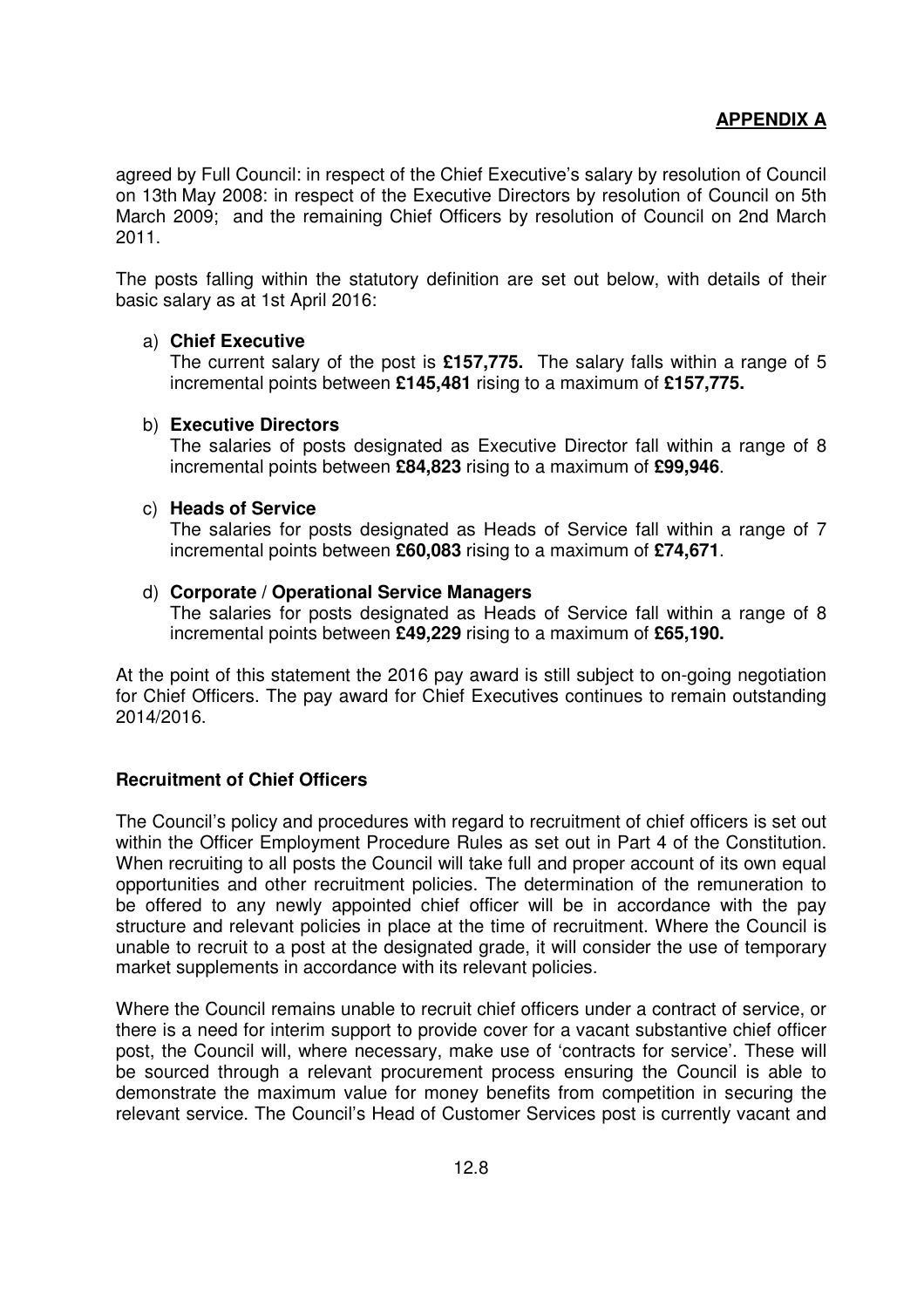**APPENDIX A**

agreed by Full Council: in respect of the Chief Executive's salary by resolution of Council on 13th May 2008: in respect of the Executive Directors by resolution of Council on 5th March 2009; and the remaining Chief Officers by resolution of Council on 2nd March 2011.

The posts falling within the statutory definition are set out below, with details of their basic salary as at 1st April 2016:

a) **Chief Executive**
   The current salary of the post is **£157,775.** The salary falls within a range of 5 incremental points between **£145,481** rising to a maximum of **£157,775.**

b) **Executive Directors**
   The salaries of posts designated as Executive Director fall within a range of 8 incremental points between **£84,823** rising to a maximum of **£99,946**.

c) **Heads of Service**
   The salaries for posts designated as Heads of Service fall within a range of 7 incremental points between **£60,083** rising to a maximum of **£74,671**.

d) **Corporate / Operational Service Managers**
   The salaries for posts designated as Heads of Service fall within a range of 8 incremental points between **£49,229** rising to a maximum of **£65,190.**

At the point of this statement the 2016 pay award is still subject to on-going negotiation for Chief Officers. The pay award for Chief Executives continues to remain outstanding 2014/2016.

**Recruitment of Chief Officers**

The Council's policy and procedures with regard to recruitment of chief officers is set out within the Officer Employment Procedure Rules as set out in Part 4 of the Constitution. When recruiting to all posts the Council will take full and proper account of its own equal opportunities and other recruitment policies. The determination of the remuneration to be offered to any newly appointed chief officer will be in accordance with the pay structure and relevant policies in place at the time of recruitment. Where the Council is unable to recruit to a post at the designated grade, it will consider the use of temporary market supplements in accordance with its relevant policies.

Where the Council remains unable to recruit chief officers under a contract of service, or there is a need for interim support to provide cover for a vacant substantive chief officer post, the Council will, where necessary, make use of 'contracts for service'. These will be sourced through a relevant procurement process ensuring the Council is able to demonstrate the maximum value for money benefits from competition in securing the relevant service. The Council's Head of Customer Services post is currently vacant and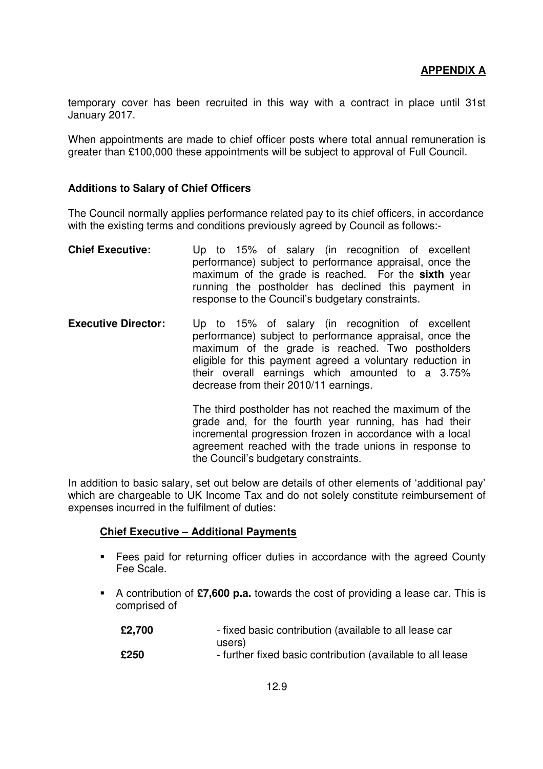**APPENDIX A**

temporary cover has been recruited in this way with a contract in place until 31st January 2017.

When appointments are made to chief officer posts where total annual remuneration is greater than £100,000 these appointments will be subject to approval of Full Council.

**Additions to Salary of Chief Officers**

The Council normally applies performance related pay to its chief officers, in accordance with the existing terms and conditions previously agreed by Council as follows:-

**Chief Executive:** Up to 15% of salary (in recognition of excellent performance) subject to performance appraisal, once the maximum of the grade is reached. For the **sixth** year running the postholder has declined this payment in response to the Council's budgetary constraints.

**Executive Director:** Up to 15% of salary (in recognition of excellent performance) subject to performance appraisal, once the maximum of the grade is reached. Two postholders eligible for this payment agreed a voluntary reduction in their overall earnings which amounted to a 3.75% decrease from their 2010/11 earnings.

The third postholder has not reached the maximum of the grade and, for the fourth year running, has had their incremental progression frozen in accordance with a local agreement reached with the trade unions in response to the Council's budgetary constraints.

In addition to basic salary, set out below are details of other elements of 'additional pay' which are chargeable to UK Income Tax and do not solely constitute reimbursement of expenses incurred in the fulfilment of duties:

**Chief Executive – Additional Payments**

- Fees paid for returning officer duties in accordance with the agreed County Fee Scale.
- A contribution of **£7,600 p.a.** towards the cost of providing a lease car. This is comprised of

| | |
|---|---|
| **£2,700** | - fixed basic contribution (available to all lease car users) |
| **£250** | - further fixed basic contribution (available to all lease |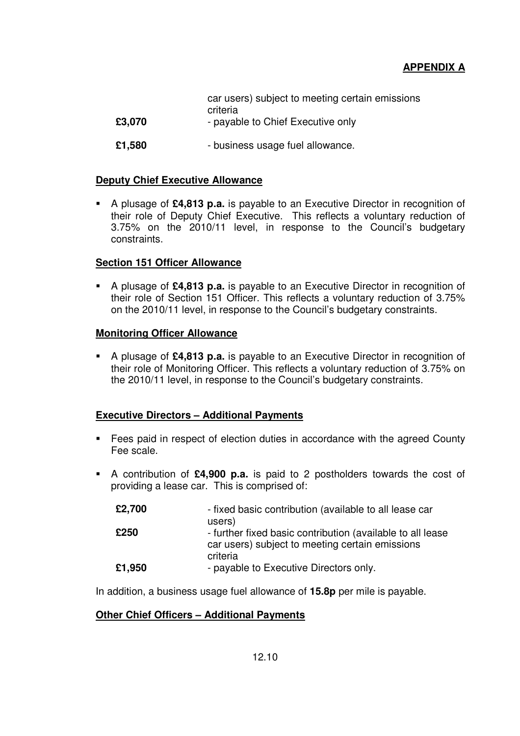**APPENDIX A**

| | |
|---|---|
| | car users) subject to meeting certain emissions criteria |
| **£3,070** | - payable to Chief Executive only |
| **£1,580** | - business usage fuel allowance. |

**Deputy Chief Executive Allowance**

- A plusage of **£4,813 p.a.** is payable to an Executive Director in recognition of their role of Deputy Chief Executive. This reflects a voluntary reduction of 3.75% on the 2010/11 level, in response to the Council's budgetary constraints.

**Section 151 Officer Allowance**

- A plusage of **£4,813 p.a.** is payable to an Executive Director in recognition of their role of Section 151 Officer. This reflects a voluntary reduction of 3.75% on the 2010/11 level, in response to the Council's budgetary constraints.

**Monitoring Officer Allowance**

- A plusage of **£4,813 p.a.** is payable to an Executive Director in recognition of their role of Monitoring Officer. This reflects a voluntary reduction of 3.75% on the 2010/11 level, in response to the Council's budgetary constraints.

**Executive Directors – Additional Payments**

- Fees paid in respect of election duties in accordance with the agreed County Fee scale.
- A contribution of **£4,900 p.a.** is paid to 2 postholders towards the cost of providing a lease car. This is comprised of:

| | |
|---|---|
| **£2,700** | - fixed basic contribution (available to all lease car users) |
| **£250** | - further fixed basic contribution (available to all lease car users) subject to meeting certain emissions criteria |
| **£1,950** | - payable to Executive Directors only. |

In addition, a business usage fuel allowance of **15.8p** per mile is payable.

**Other Chief Officers – Additional Payments**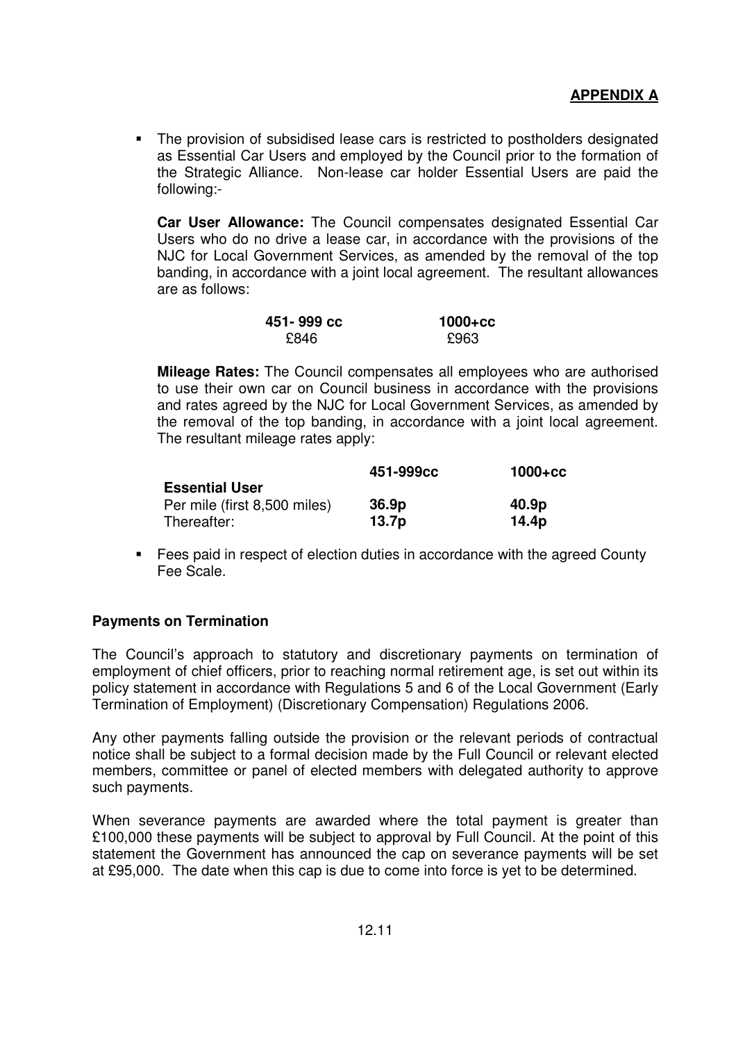**APPENDIX A**

- The provision of subsidised lease cars is restricted to postholders designated as Essential Car Users and employed by the Council prior to the formation of the Strategic Alliance. Non-lease car holder Essential Users are paid the following:-

  **Car User Allowance:** The Council compensates designated Essential Car Users who do no drive a lease car, in accordance with the provisions of the NJC for Local Government Services, as amended by the removal of the top banding, in accordance with a joint local agreement. The resultant allowances are as follows:

  | 451- 999 cc | 1000+cc |
  |---|---|
  | £846 | £963 |

  **Mileage Rates:** The Council compensates all employees who are authorised to use their own car on Council business in accordance with the provisions and rates agreed by the NJC for Local Government Services, as amended by the removal of the top banding, in accordance with a joint local agreement. The resultant mileage rates apply:

  | | 451-999cc | 1000+cc |
  |---|---|---|
  | **Essential User** | | |
  | Per mile (first 8,500 miles) | **36.9p** | **40.9p** |
  | Thereafter: | **13.7p** | **14.4p** |

- Fees paid in respect of election duties in accordance with the agreed County Fee Scale.

**Payments on Termination**

The Council's approach to statutory and discretionary payments on termination of employment of chief officers, prior to reaching normal retirement age, is set out within its policy statement in accordance with Regulations 5 and 6 of the Local Government (Early Termination of Employment) (Discretionary Compensation) Regulations 2006.

Any other payments falling outside the provision or the relevant periods of contractual notice shall be subject to a formal decision made by the Full Council or relevant elected members, committee or panel of elected members with delegated authority to approve such payments.

When severance payments are awarded where the total payment is greater than £100,000 these payments will be subject to approval by Full Council. At the point of this statement the Government has announced the cap on severance payments will be set at £95,000. The date when this cap is due to come into force is yet to be determined.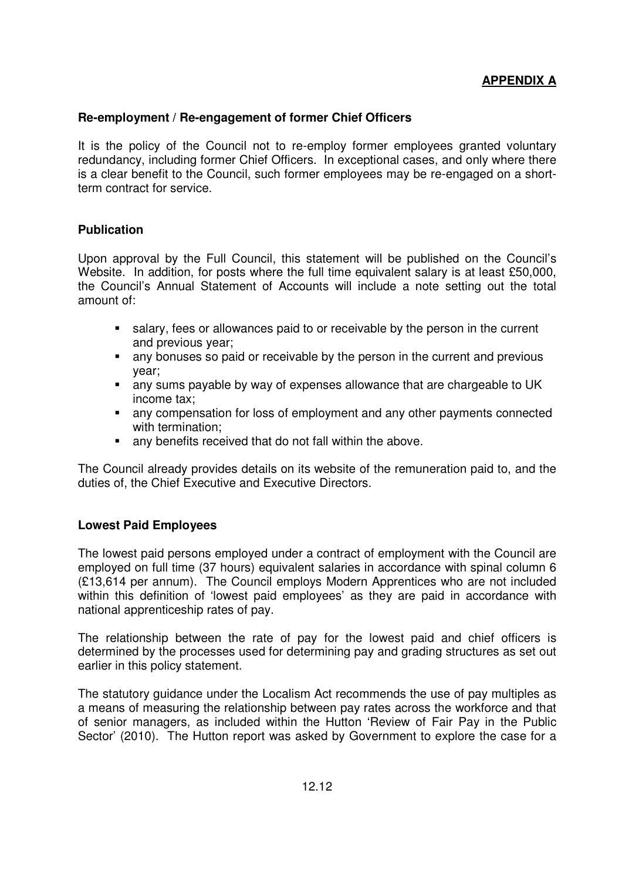**APPENDIX A**

**Re-employment / Re-engagement of former Chief Officers**

It is the policy of the Council not to re-employ former employees granted voluntary redundancy, including former Chief Officers. In exceptional cases, and only where there is a clear benefit to the Council, such former employees may be re-engaged on a short-term contract for service.

**Publication**

Upon approval by the Full Council, this statement will be published on the Council's Website. In addition, for posts where the full time equivalent salary is at least £50,000, the Council's Annual Statement of Accounts will include a note setting out the total amount of:

- salary, fees or allowances paid to or receivable by the person in the current and previous year;
- any bonuses so paid or receivable by the person in the current and previous year;
- any sums payable by way of expenses allowance that are chargeable to UK income tax;
- any compensation for loss of employment and any other payments connected with termination;
- any benefits received that do not fall within the above.

The Council already provides details on its website of the remuneration paid to, and the duties of, the Chief Executive and Executive Directors.

**Lowest Paid Employees**

The lowest paid persons employed under a contract of employment with the Council are employed on full time (37 hours) equivalent salaries in accordance with spinal column 6 (£13,614 per annum). The Council employs Modern Apprentices who are not included within this definition of 'lowest paid employees' as they are paid in accordance with national apprenticeship rates of pay.

The relationship between the rate of pay for the lowest paid and chief officers is determined by the processes used for determining pay and grading structures as set out earlier in this policy statement.

The statutory guidance under the Localism Act recommends the use of pay multiples as a means of measuring the relationship between pay rates across the workforce and that of senior managers, as included within the Hutton 'Review of Fair Pay in the Public Sector' (2010). The Hutton report was asked by Government to explore the case for a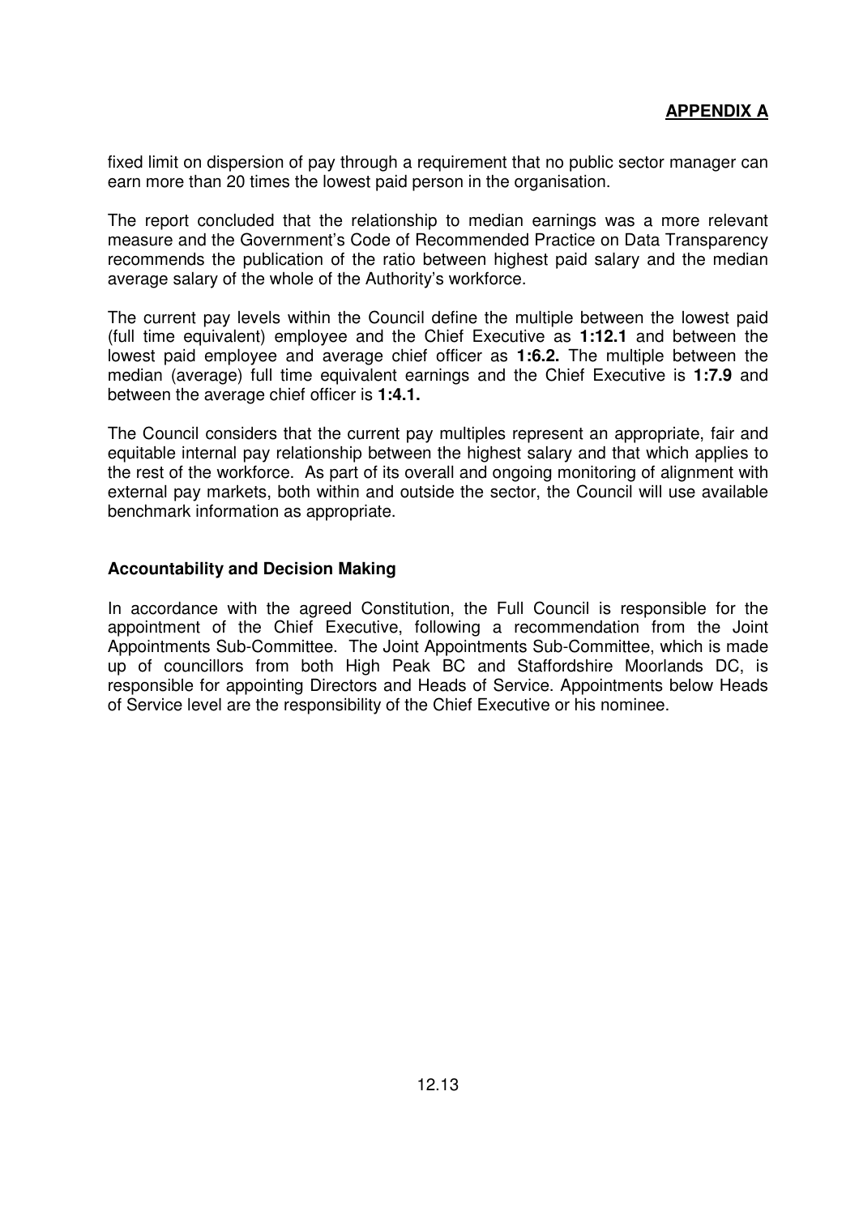**APPENDIX A**

fixed limit on dispersion of pay through a requirement that no public sector manager can earn more than 20 times the lowest paid person in the organisation.

The report concluded that the relationship to median earnings was a more relevant measure and the Government's Code of Recommended Practice on Data Transparency recommends the publication of the ratio between highest paid salary and the median average salary of the whole of the Authority's workforce.

The current pay levels within the Council define the multiple between the lowest paid (full time equivalent) employee and the Chief Executive as **1:12.1** and between the lowest paid employee and average chief officer as **1:6.2.** The multiple between the median (average) full time equivalent earnings and the Chief Executive is **1:7.9** and between the average chief officer is **1:4.1.**

The Council considers that the current pay multiples represent an appropriate, fair and equitable internal pay relationship between the highest salary and that which applies to the rest of the workforce. As part of its overall and ongoing monitoring of alignment with external pay markets, both within and outside the sector, the Council will use available benchmark information as appropriate.

**Accountability and Decision Making**

In accordance with the agreed Constitution, the Full Council is responsible for the appointment of the Chief Executive, following a recommendation from the Joint Appointments Sub-Committee. The Joint Appointments Sub-Committee, which is made up of councillors from both High Peak BC and Staffordshire Moorlands DC, is responsible for appointing Directors and Heads of Service. Appointments below Heads of Service level are the responsibility of the Chief Executive or his nominee.